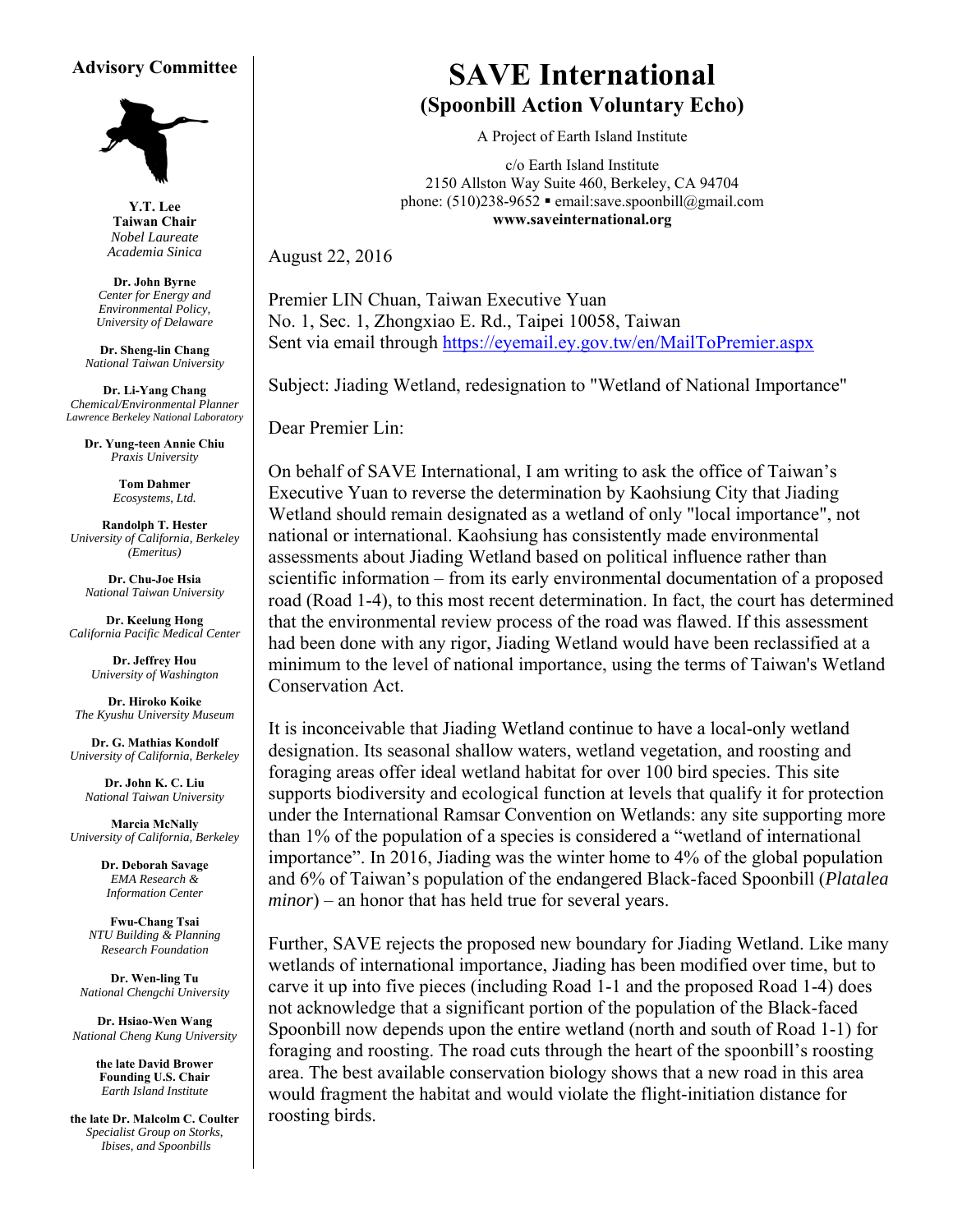# SAVE International

## (Spoonbill Action Voluntary Echo)

A Project of Earth Island Institute

c/o Earth Island Institute
2150 Allston Way Suite 460, Berkeley, CA 94704
phone: (510)238-9652 ▪ email:save.spoonbill@gmail.com
**www.saveinternational.org**

### Advisory Committee

**Y.T. Lee**
**Taiwan Chair**
*Nobel Laureate*
*Academia Sinica*

**Dr. John Byrne**
*Center for Energy and Environmental Policy, University of Delaware*

**Dr. Sheng-lin Chang**
*National Taiwan University*

**Dr. Li-Yang Chang**
*Chemical/Environmental Planner*
*Lawrence Berkeley National Laboratory*

**Dr. Yung-teen Annie Chiu**
*Praxis University*

**Tom Dahmer**
*Ecosystems, Ltd.*

**Randolph T. Hester**
*University of California, Berkeley (Emeritus)*

**Dr. Chu-Joe Hsia**
*National Taiwan University*

**Dr. Keelung Hong**
*California Pacific Medical Center*

**Dr. Jeffrey Hou**
*University of Washington*

**Dr. Hiroko Koike**
*The Kyushu University Museum*

**Dr. G. Mathias Kondolf**
*University of California, Berkeley*

**Dr. John K. C. Liu**
*National Taiwan University*

**Marcia McNally**
*University of California, Berkeley*

**Dr. Deborah Savage**
*EMA Research & Information Center*

**Fwu-Chang Tsai**
*NTU Building & Planning Research Foundation*

**Dr. Wen-ling Tu**
*National Chengchi University*

**Dr. Hsiao-Wen Wang**
*National Cheng Kung University*

**the late David Brower**
**Founding U.S. Chair**
*Earth Island Institute*

**the late Dr. Malcolm C. Coulter**
*Specialist Group on Storks, Ibises, and Spoonbills*

---

August 22, 2016

Premier LIN Chuan, Taiwan Executive Yuan
No. 1, Sec. 1, Zhongxiao E. Rd., Taipei 10058, Taiwan
Sent via email through [https://eyemail.ey.gov.tw/en/MailToPremier.aspx](https://eyemail.ey.gov.tw/en/MailToPremier.aspx)

Subject: Jiading Wetland, redesignation to "Wetland of National Importance"

Dear Premier Lin:

On behalf of SAVE International, I am writing to ask the office of Taiwan's Executive Yuan to reverse the determination by Kaohsiung City that Jiading Wetland should remain designated as a wetland of only "local importance", not national or international. Kaohsiung has consistently made environmental assessments about Jiading Wetland based on political influence rather than scientific information – from its early environmental documentation of a proposed road (Road 1-4), to this most recent determination. In fact, the court has determined that the environmental review process of the road was flawed. If this assessment had been done with any rigor, Jiading Wetland would have been reclassified at a minimum to the level of national importance, using the terms of Taiwan's Wetland Conservation Act.

It is inconceivable that Jiading Wetland continue to have a local-only wetland designation. Its seasonal shallow waters, wetland vegetation, and roosting and foraging areas offer ideal wetland habitat for over 100 bird species. This site supports biodiversity and ecological function at levels that qualify it for protection under the International Ramsar Convention on Wetlands: any site supporting more than 1% of the population of a species is considered a "wetland of international importance". In 2016, Jiading was the winter home to 4% of the global population and 6% of Taiwan's population of the endangered Black-faced Spoonbill (*Platalea minor*) – an honor that has held true for several years.

Further, SAVE rejects the proposed new boundary for Jiading Wetland. Like many wetlands of international importance, Jiading has been modified over time, but to carve it up into five pieces (including Road 1-1 and the proposed Road 1-4) does not acknowledge that a significant portion of the population of the Black-faced Spoonbill now depends upon the entire wetland (north and south of Road 1-1) for foraging and roosting. The road cuts through the heart of the spoonbill's roosting area. The best available conservation biology shows that a new road in this area would fragment the habitat and would violate the flight-initiation distance for roosting birds.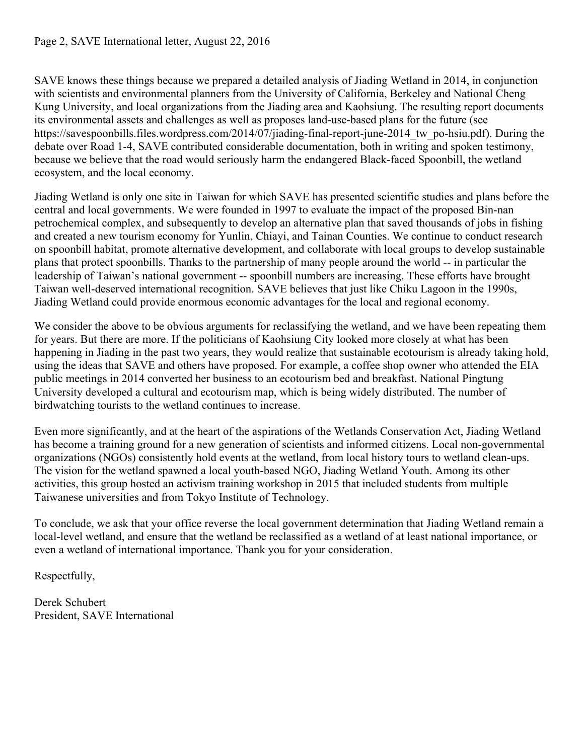SAVE knows these things because we prepared a detailed analysis of Jiading Wetland in 2014, in conjunction with scientists and environmental planners from the University of California, Berkeley and National Cheng Kung University, and local organizations from the Jiading area and Kaohsiung. The resulting report documents its environmental assets and challenges as well as proposes land-use-based plans for the future (see https://savespoonbills.files.wordpress.com/2014/07/jiading-final-report-june-2014_tw_po-hsiu.pdf). During the debate over Road 1-4, SAVE contributed considerable documentation, both in writing and spoken testimony, because we believe that the road would seriously harm the endangered Black-faced Spoonbill, the wetland ecosystem, and the local economy.

Jiading Wetland is only one site in Taiwan for which SAVE has presented scientific studies and plans before the central and local governments. We were founded in 1997 to evaluate the impact of the proposed Bin-nan petrochemical complex, and subsequently to develop an alternative plan that saved thousands of jobs in fishing and created a new tourism economy for Yunlin, Chiayi, and Tainan Counties. We continue to conduct research on spoonbill habitat, promote alternative development, and collaborate with local groups to develop sustainable plans that protect spoonbills. Thanks to the partnership of many people around the world -- in particular the leadership of Taiwan's national government -- spoonbill numbers are increasing. These efforts have brought Taiwan well-deserved international recognition. SAVE believes that just like Chiku Lagoon in the 1990s, Jiading Wetland could provide enormous economic advantages for the local and regional economy.

We consider the above to be obvious arguments for reclassifying the wetland, and we have been repeating them for years. But there are more. If the politicians of Kaohsiung City looked more closely at what has been happening in Jiading in the past two years, they would realize that sustainable ecotourism is already taking hold, using the ideas that SAVE and others have proposed. For example, a coffee shop owner who attended the EIA public meetings in 2014 converted her business to an ecotourism bed and breakfast. National Pingtung University developed a cultural and ecotourism map, which is being widely distributed. The number of birdwatching tourists to the wetland continues to increase.

Even more significantly, and at the heart of the aspirations of the Wetlands Conservation Act, Jiading Wetland has become a training ground for a new generation of scientists and informed citizens. Local non-governmental organizations (NGOs) consistently hold events at the wetland, from local history tours to wetland clean-ups. The vision for the wetland spawned a local youth-based NGO, Jiading Wetland Youth. Among its other activities, this group hosted an activism training workshop in 2015 that included students from multiple Taiwanese universities and from Tokyo Institute of Technology.

To conclude, we ask that your office reverse the local government determination that Jiading Wetland remain a local-level wetland, and ensure that the wetland be reclassified as a wetland of at least national importance, or even a wetland of international importance. Thank you for your consideration.

Respectfully,

Derek Schubert  
President, SAVE International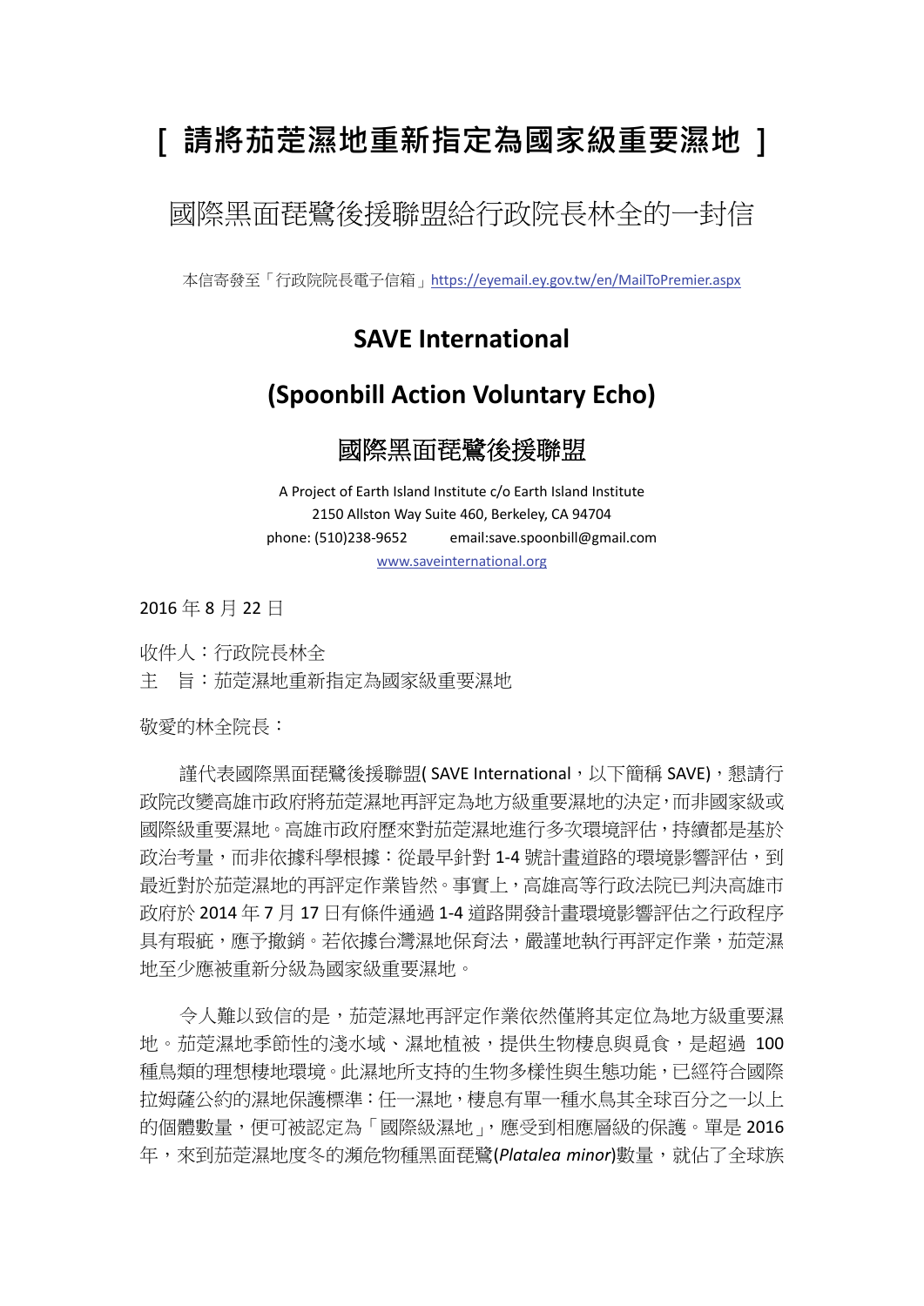# [ 請將茄萣濕地重新指定為國家級重要濕地 ]

## 國際黑面琵鷺後援聯盟給行政院長林全的一封信

本信寄發至「行政院院長電子信箱」https://eyemail.ey.gov.tw/en/MailToPremier.aspx

## SAVE International

## (Spoonbill Action Voluntary Echo)

## 國際黑面琵鷺後援聯盟

A Project of Earth Island Institute c/o Earth Island Institute
2150 Allston Way Suite 460, Berkeley, CA 94704
phone: (510)238-9652　　email:save.spoonbill@gmail.com
www.saveinternational.org

2016 年 8 月 22 日

收件人：行政院長林全
主　旨：茄萣濕地重新指定為國家級重要濕地

敬愛的林全院長：

謹代表國際黑面琵鷺後援聯盟( SAVE International，以下簡稱 SAVE)，懇請行政院改變高雄市政府將茄萣濕地再評定為地方級重要濕地的決定，而非國家級或國際級重要濕地。高雄市政府歷來對茄萣濕地進行多次環境評估，持續都是基於政治考量，而非依據科學根據：從最早針對 1-4 號計畫道路的環境影響評估，到最近對於茄萣濕地的再評定作業皆然。事實上，高雄高等行政法院已判決高雄市政府於 2014 年 7 月 17 日有條件通過 1-4 道路開發計畫環境影響評估之行政程序具有瑕疵，應予撤銷。若依據台灣濕地保育法，嚴謹地執行再評定作業，茄萣濕地至少應被重新分級為國家級重要濕地。

令人難以致信的是，茄萣濕地再評定作業依然僅將其定位為地方級重要濕地。茄萣濕地季節性的淺水域、濕地植被，提供生物棲息與覓食，是超過 100 種鳥類的理想棲地環境。此濕地所支持的生物多樣性與生態功能，已經符合國際拉姆薩公約的濕地保護標準：任一濕地，棲息有單一種水鳥其全球百分之一以上的個體數量，便可被認定為「國際級濕地」，應受到相應層級的保護。單是 2016 年，來到茄萣濕地度冬的瀕危物種黑面琵鷺(*Platalea minor*)數量，就佔了全球族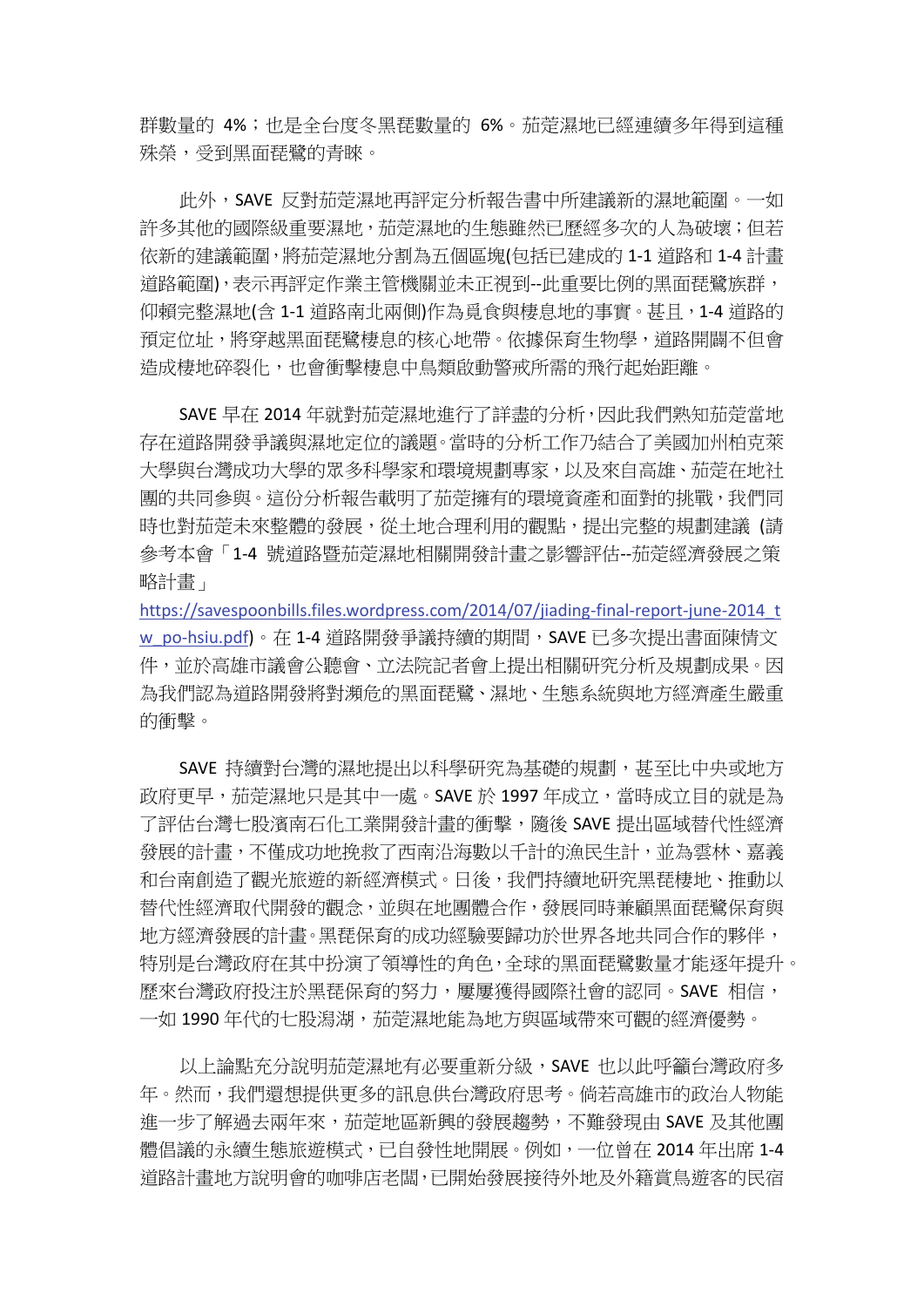群數量的 4%；也是全台度冬黑琵數量的 6%。茄萣濕地已經連續多年得到這種殊榮，受到黑面琵鷺的青睞。

此外，SAVE 反對茄萣濕地再評定分析報告書中所建議新的濕地範圍。一如許多其他的國際級重要濕地，茄萣濕地的生態雖然已歷經多次的人為破壞；但若依新的建議範圍，將茄萣濕地分割為五個區塊(包括已建成的 1-1 道路和 1-4 計畫道路範圍)，表示再評定作業主管機關並未正視到--此重要比例的黑面琵鷺族群，仰賴完整濕地(含 1-1 道路南北兩側)作為覓食與棲息地的事實。甚且，1-4 道路的預定位址，將穿越黑面琵鷺棲息的核心地帶。依據保育生物學，道路開闢不但會造成棲地碎裂化，也會衝擊棲息中鳥類啟動警戒所需的飛行起始距離。

SAVE 早在 2014 年就對茄萣濕地進行了詳盡的分析，因此我們熟知茄萣當地存在道路開發爭議與濕地定位的議題。當時的分析工作乃結合了美國加州柏克萊大學與台灣成功大學的眾多科學家和環境規劃專家，以及來自高雄、茄萣在地社團的共同參與。這份分析報告載明了茄萣擁有的環境資產和面對的挑戰，我們同時也對茄萣未來整體的發展，從土地合理利用的觀點，提出完整的規劃建議 (請參考本會「1-4 號道路暨茄萣濕地相關開發計畫之影響評估--茄萣經濟發展之策略計畫」
https://savespoonbills.files.wordpress.com/2014/07/jiading-final-report-june-2014_tw_po-hsiu.pdf)。在 1-4 道路開發爭議持續的期間，SAVE 已多次提出書面陳情文件，並於高雄市議會公聽會、立法院記者會上提出相關研究分析及規劃成果。因為我們認為道路開發將對瀕危的黑面琵鷺、濕地、生態系統與地方經濟產生嚴重的衝擊。

SAVE 持續對台灣的濕地提出以科學研究為基礎的規劃，甚至比中央或地方政府更早，茄萣濕地只是其中一處。SAVE 於 1997 年成立，當時成立目的就是為了評估台灣七股濱南石化工業開發計畫的衝擊，隨後 SAVE 提出區域替代性經濟發展的計畫，不僅成功地挽救了西南沿海數以千計的漁民生計，並為雲林、嘉義和台南創造了觀光旅遊的新經濟模式。日後，我們持續地研究黑琵棲地、推動以替代性經濟取代開發的觀念，並與在地團體合作，發展同時兼顧黑面琵鷺保育與地方經濟發展的計畫。黑琵保育的成功經驗要歸功於世界各地共同合作的夥伴，特別是台灣政府在其中扮演了領導性的角色，全球的黑面琵鷺數量才能逐年提升。歷來台灣政府投注於黑琵保育的努力，屢屢獲得國際社會的認同。SAVE 相信，一如 1990 年代的七股潟湖，茄萣濕地能為地方與區域帶來可觀的經濟優勢。

以上論點充分說明茄萣濕地有必要重新分級，SAVE 也以此呼籲台灣政府多年。然而，我們還想提供更多的訊息供台灣政府思考。倘若高雄市的政治人物能進一步了解過去兩年來，茄萣地區新興的發展趨勢，不難發現由 SAVE 及其他團體倡議的永續生態旅遊模式，已自發性地開展。例如，一位曾在 2014 年出席 1-4 道路計畫地方說明會的咖啡店老闆，已開始發展接待外地及外籍賞鳥遊客的民宿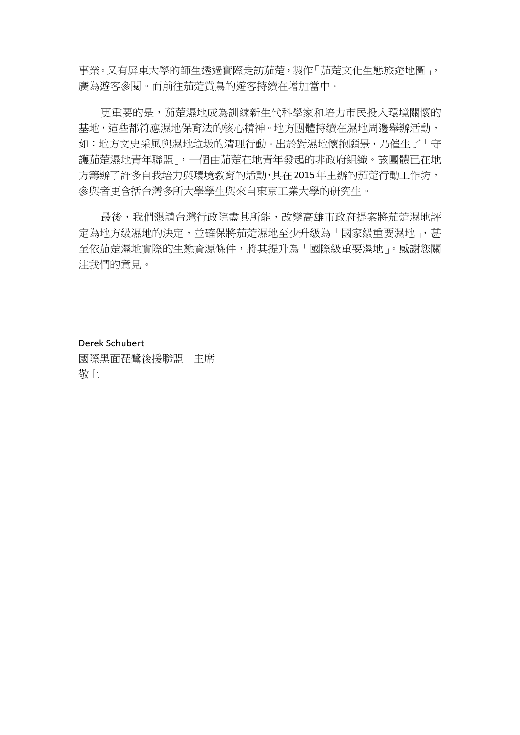事業。又有屏東大學的師生透過實際走訪茄萣，製作「茄萣文化生態旅遊地圖」，廣為遊客參閱。而前往茄萣賞鳥的遊客持續在增加當中。

更重要的是，茄萣濕地成為訓練新生代科學家和培力市民投入環境關懷的基地，這些都符應濕地保育法的核心精神。地方團體持續在濕地周邊舉辦活動，如：地方文史采風與濕地垃圾的清理行動。出於對濕地懷抱願景，乃催生了「守護茄萣濕地青年聯盟」，一個由茄萣在地青年發起的非政府組織。該團體已在地方籌辦了許多自我培力與環境教育的活動，其在2015年主辦的茄萣行動工作坊，參與者更含括台灣多所大學學生與來自東京工業大學的研究生。

最後，我們懇請台灣行政院盡其所能，改變高雄市政府提案將茄萣濕地評定為地方級濕地的決定，並確保將茄萣濕地至少升級為「國家級重要濕地」，甚至依茄萣濕地實際的生態資源條件，將其提升為「國際級重要濕地」。感謝您關注我們的意見。

Derek Schubert
國際黑面琵鷺後援聯盟　主席
敬上